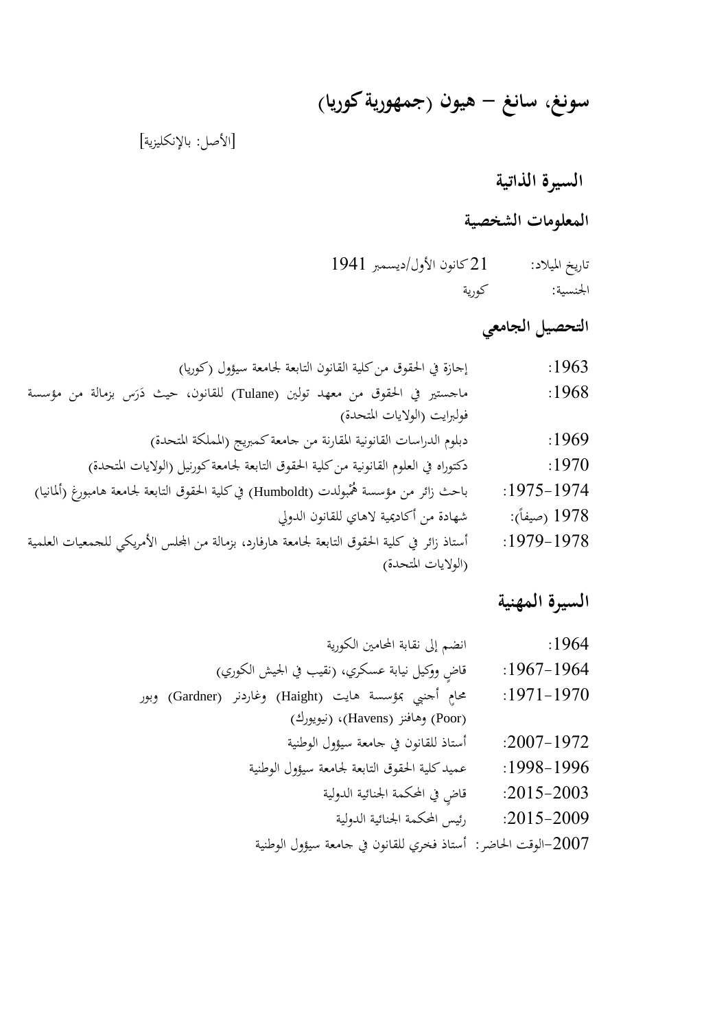# سونغ، سانغ – هيون (جمهورية كوريا)

[الأصل: بالإنكليزية]

## السيرة الذاتية

### المعلومات الشخصية

تاريخ الميلاد: 21 كانون الأول/ديسمبر 1941

الجنسية: كورية

### التحصيل الجامعي

1963: إجازة في الحقوق من كلية القانون التابعة لجامعة سيؤول (كوريا)

1968: ماجستير في الحقوق من معهد تولين (Tulane) للقانون، حيث دَرَس بزمالة من مؤسسة فولبرايت (الولايات المتحدة)

1969: دبلوم الدراسات القانونية المقارنة من جامعة كمبريج (المملكة المتحدة)

1970: دكتوراه في العلوم القانونية من كلية الحقوق التابعة لجامعة كورنيل (الولايات المتحدة)

1974-1975: باحث زائر من مؤسسة هُمبولدت (Humboldt) في كلية الحقوق التابعة لجامعة هامبورغ (ألمانيا)

1978 (صيفاً): شهادة من أكاديمية لاهاي للقانون الدولي

1978-1979: أستاذ زائر في كلية الحقوق التابعة لجامعة هارفارد، بزمالة من المجلس الأمريكي للجمعيات العلمية (الولايات المتحدة)

### السيرة المهنية

1964: انضم إلى نقابة المحامين الكورية

1964-1967: قاضٍ ووكيل نيابة عسكري، (نقيب في الجيش الكوري)

1970-1971: محامٍ أجنبي بمؤسسة هايت (Haight) وغاردنر (Gardner) وبور (Poor) وهافنز (Havens)، (نيويورك)

1972-2007: أستاذ للقانون في جامعة سيؤول الوطنية

1996-1998: عميد كلية الحقوق التابعة لجامعة سيؤول الوطنية

2003-2015: قاضٍ في المحكمة الجنائية الدولية

2009-2015: رئيس المحكمة الجنائية الدولية

2007-الوقت الحاضر: أستاذ فخري للقانون في جامعة سيؤول الوطنية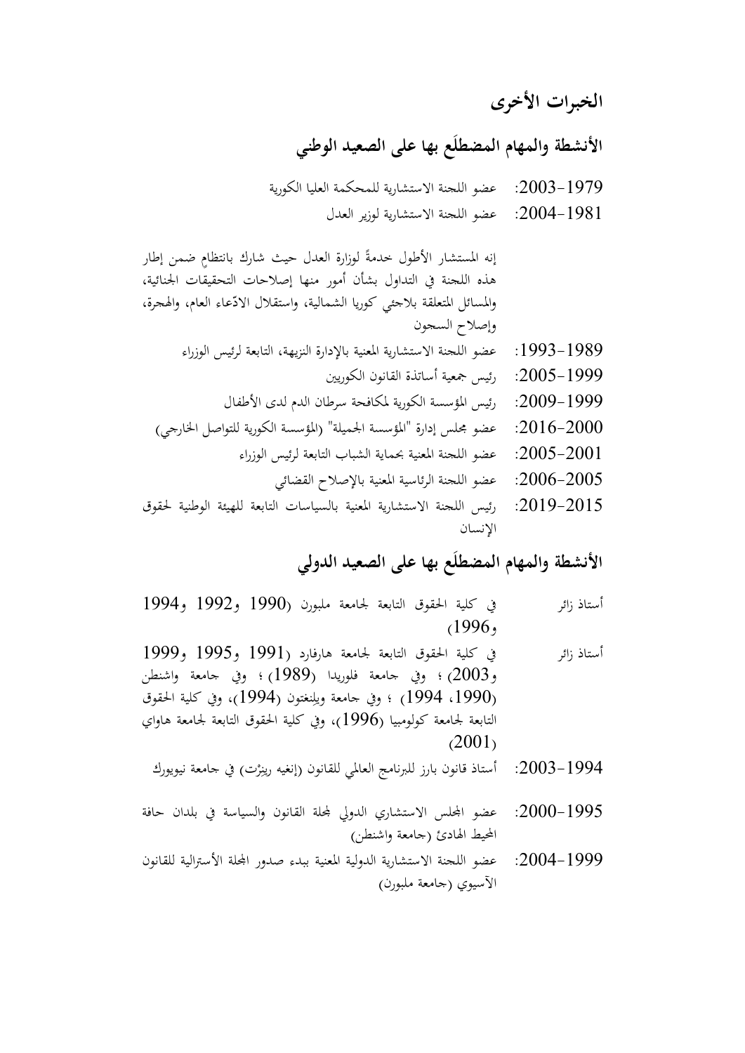# الخبرات الأخرى

## الأنشطة والمهام المضطلَع بها على الصعيد الوطني

1979-2003: عضو اللجنة الاستشارية للمحكمة العليا الكورية

1981-2004: عضو اللجنة الاستشارية لوزير العدل

إنه المستشار الأطول خدمةً لوزارة العدل حيث شارك بانتظامٍ ضمن إطار هذه اللجنة في التداول بشأن أمور منها إصلاحات التحقيقات الجنائية، والمسائل المتعلقة بلاجئي كوريا الشمالية، واستقلال الادّعاء العام، والهجرة، وإصلاح السجون

1989-1993: عضو اللجنة الاستشارية المعنية بالإدارة النزيهة، التابعة لرئيس الوزراء

1999-2005: رئيس جمعية أساتذة القانون الكوريين

1999-2009: رئيس المؤسسة الكورية لمكافحة سرطان الدم لدى الأطفال

2000-2016: عضو مجلس إدارة "المؤسسة الجميلة" (المؤسسة الكورية للتواصل الخارجي)

2001-2005: عضو اللجنة المعنية بحماية الشباب التابعة لرئيس الوزراء

2005-2006: عضو اللجنة الرئاسية المعنية بالإصلاح القضائي

2015-2019: رئيس اللجنة الاستشارية المعنية بالسياسات التابعة للهيئة الوطنية لحقوق الإنسان

## الأنشطة والمهام المضطلَع بها على الصعيد الدولي

أستاذ زائر: في كلية الحقوق التابعة لجامعة ملبورن (1990 و1992 و1994 و1996)

أستاذ زائر: في كلية الحقوق التابعة لجامعة هارفارد (1991 و1995 و1999 و2003) ؛ وفي جامعة فلوريدا (1989) ؛ وفي جامعة واشنطن (1990، 1994) ؛ وفي جامعة ويلنغتون (1994)، وفي كلية الحقوق التابعة لجامعة كولومبيا (1996)، وفي كلية الحقوق التابعة لجامعة هاواي (2001)

1994-2003: أستاذ قانون بارز للبرنامج العالمي للقانون (إنغيه رينزِت) في جامعة نيويورك

1995-2000: عضو المجلس الاستشاري الدولي لمجلة القانون والسياسة في بلدان حافة المحيط الهادئ (جامعة واشنطن)

1999-2004: عضو اللجنة الاستشارية الدولية المعنية ببدء صدور المجلة الأسترالية للقانون الآسيوي (جامعة ملبورن)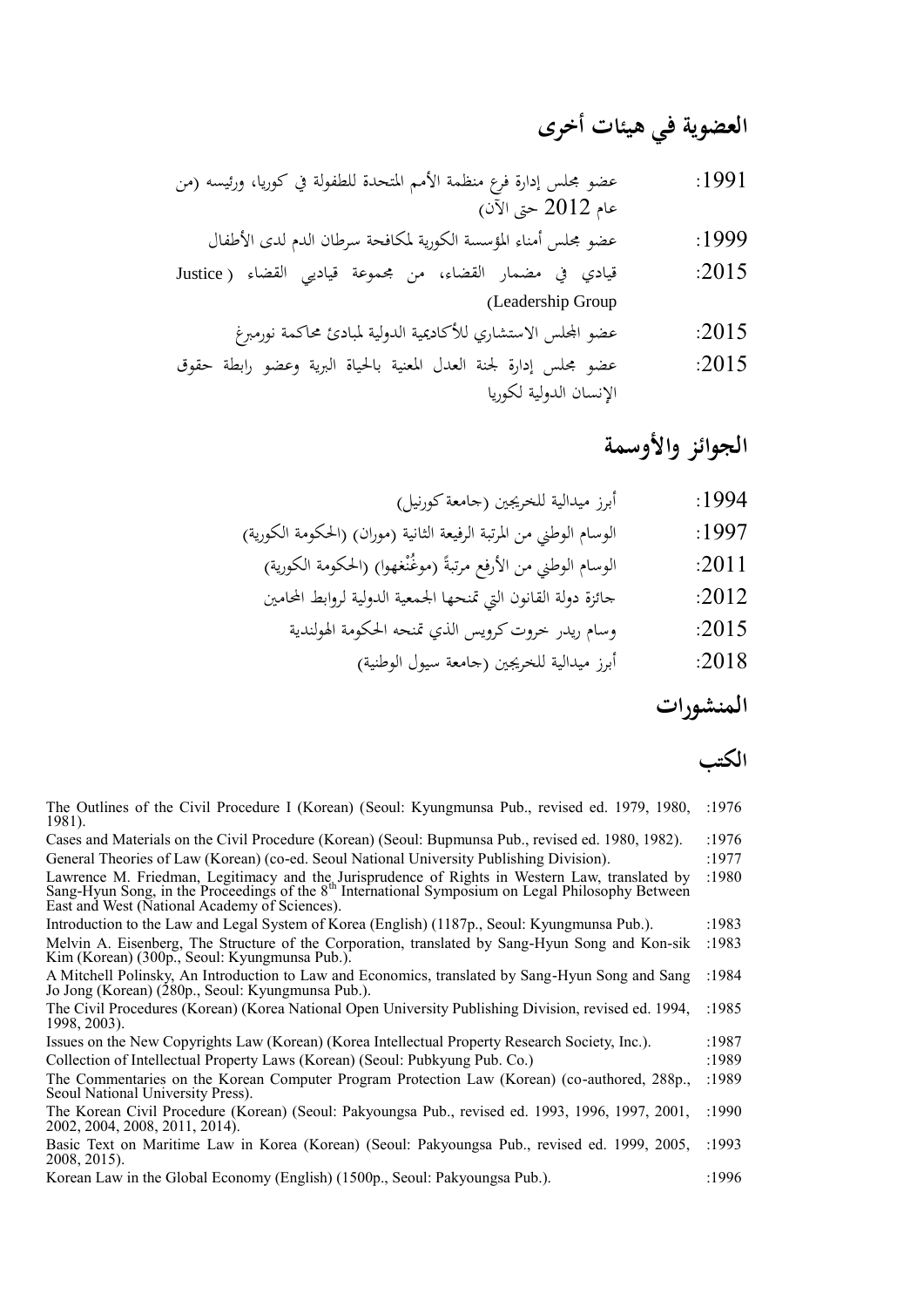## العضوية في هيئات أخرى

- 1991: عضو مجلس إدارة فرع منظمة الأمم المتحدة للطفولة في كوريا، ورئيسه (من عام 2012 حتى الآن)
- 1999: عضو مجلس أمناء المؤسسة الكورية لمكافحة سرطان الدم لدى الأطفال
- 2015: قيادي في مضمار القضاء، من مجموعة قياديي القضاء (Justice Leadership Group)
- 2015: عضو المجلس الاستشاري للأكاديمية الدولية لمبادئ محاكمة نورمبرغ
- 2015: عضو مجلس إدارة لجنة العدل المعنية بالحياة البرية وعضو رابطة حقوق الإنسان الدولية لكوريا

## الجوائز والأوسمة

- 1994: أبرز ميدالية للخريجين (جامعة كورنيل)
- 1997: الوسام الوطني من المرتبة الرفيعة الثانية (موران) (الحكومة الكورية)
- 2011: الوسام الوطني من الأرفع مرتبةً (موغُنْغهوا) (الحكومة الكورية)
- 2012: جائزة دولة القانون التي تمنحها الجمعية الدولية لروابط المحامين
- 2015: وسام ريدر خروت كرويس الذي تمنحه الحكومة الهولندية
- 2018: أبرز ميدالية للخريجين (جامعة سيول الوطنية)

## المنشورات

### الكتب

- 1976: The Outlines of the Civil Procedure I (Korean) (Seoul: Kyungmunsa Pub., revised ed. 1979, 1980, 1981).
- 1976: Cases and Materials on the Civil Procedure (Korean) (Seoul: Bupmunsa Pub., revised ed. 1980, 1982).
- 1977: General Theories of Law (Korean) (co-ed. Seoul National University Publishing Division).
- 1980: Lawrence M. Friedman, Legitimacy and the Jurisprudence of Rights in Western Law, translated by Sang-Hyun Song, in the Proceedings of the 8th International Symposium on Legal Philosophy Between East and West (National Academy of Sciences).
- 1983: Introduction to the Law and Legal System of Korea (English) (1187p., Seoul: Kyungmunsa Pub.).
- 1983: Melvin A. Eisenberg, The Structure of the Corporation, translated by Sang-Hyun Song and Kon-sik Kim (Korean) (300p., Seoul: Kyungmunsa Pub.).
- 1984: A Mitchell Polinsky, An Introduction to Law and Economics, translated by Sang-Hyun Song and Sang Jo Jong (Korean) (280p., Seoul: Kyungmunsa Pub.).
- 1985: The Civil Procedures (Korean) (Korea National Open University Publishing Division, revised ed. 1994, 1998, 2003).
- 1987: Issues on the New Copyrights Law (Korean) (Korea Intellectual Property Research Society, Inc.).
- 1989: Collection of Intellectual Property Laws (Korean) (Seoul: Pubkyung Pub. Co.)
- 1989: The Commentaries on the Korean Computer Program Protection Law (Korean) (co-authored, 288p., Seoul National University Press).
- 1990: The Korean Civil Procedure (Korean) (Seoul: Pakyoungsa Pub., revised ed. 1993, 1996, 1997, 2001, 2002, 2004, 2008, 2011, 2014).
- 1993: Basic Text on Maritime Law in Korea (Korean) (Seoul: Pakyoungsa Pub., revised ed. 1999, 2005, 2008, 2015).
- 1996: Korean Law in the Global Economy (English) (1500p., Seoul: Pakyoungsa Pub.).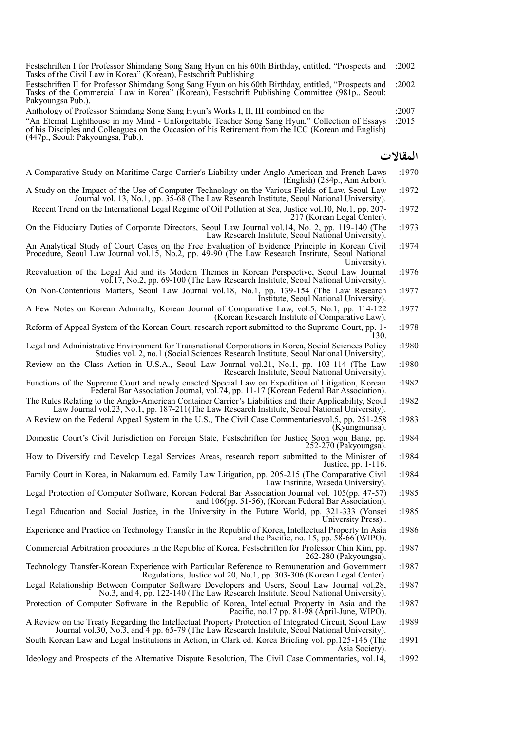Festschriften I for Professor Shimdang Song Sang Hyun on his 60th Birthday, entitled, "Prospects and Tasks of the Civil Law in Korea" (Korean), Festschrift Publishing :2002

Festschriften II for Professor Shimdang Song Sang Hyun on his 60th Birthday, entitled, "Prospects and Tasks of the Commercial Law in Korea" (Korean), Festschrift Publishing Committee (981p., Seoul: Pakyoungsa Pub.). :2002

Anthology of Professor Shimdang Song Sang Hyun's Works I, II, III combined on the :2007

"An Eternal Lighthouse in my Mind - Unforgettable Teacher Song Sang Hyun," Collection of Essays of his Disciples and Colleagues on the Occasion of his Retirement from the ICC (Korean and English) (447p., Seoul: Pakyoungsa, Pub.). :2015

## المقالات

A Comparative Study on Maritime Cargo Carrier's Liability under Anglo-American and French Laws (English) (284p., Ann Arbor). :1970

A Study on the Impact of the Use of Computer Technology on the Various Fields of Law, Seoul Law Journal vol. 13, No.1, pp. 35-68 (The Law Research Institute, Seoul National University). :1972

Recent Trend on the International Legal Regime of Oil Pollution at Sea, Justice vol.10, No.1, pp. 207-217 (Korean Legal Center). :1972

On the Fiduciary Duties of Corporate Directors, Seoul Law Journal vol.14, No. 2, pp. 119-140 (The Law Research Institute, Seoul National University). :1973

An Analytical Study of Court Cases on the Free Evaluation of Evidence Principle in Korean Civil Procedure, Seoul Law Journal vol.15, No.2, pp. 49-90 (The Law Research Institute, Seoul National University). :1974

Reevaluation of the Legal Aid and its Modern Themes in Korean Perspective, Seoul Law Journal vol.17, No.2, pp. 69-100 (The Law Research Institute, Seoul National University). :1976

On Non-Contentious Matters, Seoul Law Journal vol.18, No.1, pp. 139-154 (The Law Research Institute, Seoul National University). :1977

A Few Notes on Korean Admiralty, Korean Journal of Comparative Law, vol.5, No.1, pp. 114-122 (Korean Research Institute of Comparative Law). :1977

Reform of Appeal System of the Korean Court, research report submitted to the Supreme Court, pp. 1-130. :1978

Legal and Administrative Environment for Transnational Corporations in Korea, Social Sciences Policy Studies vol. 2, no.1 (Social Sciences Research Institute, Seoul National University). :1980

Review on the Class Action in U.S.A., Seoul Law Journal vol.21, No.1, pp. 103-114 (The Law Research Institute, Seoul National University). :1980

Functions of the Supreme Court and newly enacted Special Law on Expedition of Litigation, Korean Federal Bar Association Journal, vol.74, pp. 11-17 (Korean Federal Bar Association). :1982

The Rules Relating to the Anglo-American Container Carrier's Liabilities and their Applicability, Seoul Law Journal vol.23, No.1, pp. 187-211(The Law Research Institute, Seoul National University). :1982

A Review on the Federal Appeal System in the U.S., The Civil Case Commentariesvol.5, pp. 251-258 (Kyungmunsa). :1983

Domestic Court's Civil Jurisdiction on Foreign State, Festschriften for Justice Soon won Bang, pp. 252-270 (Pakyoungsa). :1984

How to Diversify and Develop Legal Services Areas, research report submitted to the Minister of Justice, pp. 1-116. :1984

Family Court in Korea, in Nakamura ed. Family Law Litigation, pp. 205-215 (The Comparative Civil Law Institute, Waseda University). :1984

Legal Protection of Computer Software, Korean Federal Bar Association Journal vol. 105(pp. 47-57) and 106(pp. 51-56), (Korean Federal Bar Association). :1985

Legal Education and Social Justice, in the University in the Future World, pp. 321-333 (Yonsei University Press).. :1985

Experience and Practice on Technology Transfer in the Republic of Korea, Intellectual Property In Asia and the Pacific, no. 15, pp. 58-66 (WIPO). :1986

Commercial Arbitration procedures in the Republic of Korea, Festschriften for Professor Chin Kim, pp. 262-280 (Pakyoungsa). :1987

Technology Transfer-Korean Experience with Particular Reference to Remuneration and Government Regulations, Justice vol.20, No.1, pp. 303-306 (Korean Legal Center). :1987

Legal Relationship Between Computer Software Developers and Users, Seoul Law Journal vol.28, No.3, and 4, pp. 122-140 (The Law Research Institute, Seoul National University). :1987

Protection of Computer Software in the Republic of Korea, Intellectual Property in Asia and the Pacific, no.17 pp. 81-98 (April-June, WIPO). :1987

A Review on the Treaty Regarding the Intellectual Property Protection of Integrated Circuit, Seoul Law Journal vol.30, No.3, and 4 pp. 65-79 (The Law Research Institute, Seoul National University). :1989

South Korean Law and Legal Institutions in Action, in Clark ed. Korea Briefing vol. pp.125-146 (The Asia Society). :1991

Ideology and Prospects of the Alternative Dispute Resolution, The Civil Case Commentaries, vol.14, :1992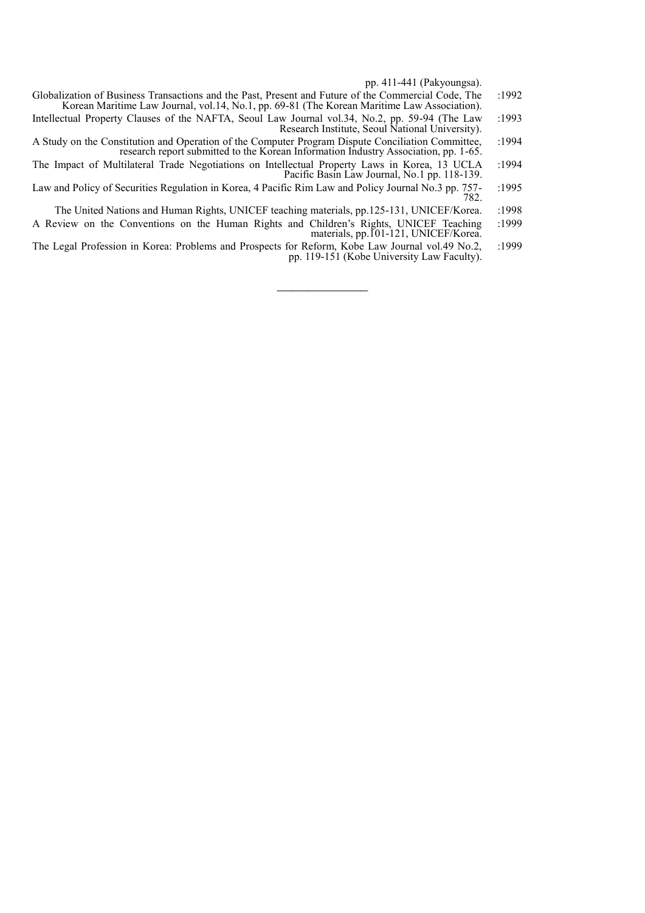pp. 411-441 (Pakyoungsa).

Globalization of Business Transactions and the Past, Present and Future of the Commercial Code, The Korean Maritime Law Journal, vol.14, No.1, pp. 69-81 (The Korean Maritime Law Association). :1992

Intellectual Property Clauses of the NAFTA, Seoul Law Journal vol.34, No.2, pp. 59-94 (The Law Research Institute, Seoul National University). :1993

A Study on the Constitution and Operation of the Computer Program Dispute Conciliation Committee, research report submitted to the Korean Information Industry Association, pp. 1-65. :1994

The Impact of Multilateral Trade Negotiations on Intellectual Property Laws in Korea, 13 UCLA Pacific Basin Law Journal, No.1 pp. 118-139. :1994

Law and Policy of Securities Regulation in Korea, 4 Pacific Rim Law and Policy Journal No.3 pp. 757-782. :1995

The United Nations and Human Rights, UNICEF teaching materials, pp.125-131, UNICEF/Korea. :1998

A Review on the Conventions on the Human Rights and Children's Rights, UNICEF Teaching materials, pp.101-121, UNICEF/Korea. :1999

The Legal Profession in Korea: Problems and Prospects for Reform, Kobe Law Journal vol.49 No.2, pp. 119-151 (Kobe University Law Faculty). :1999

---